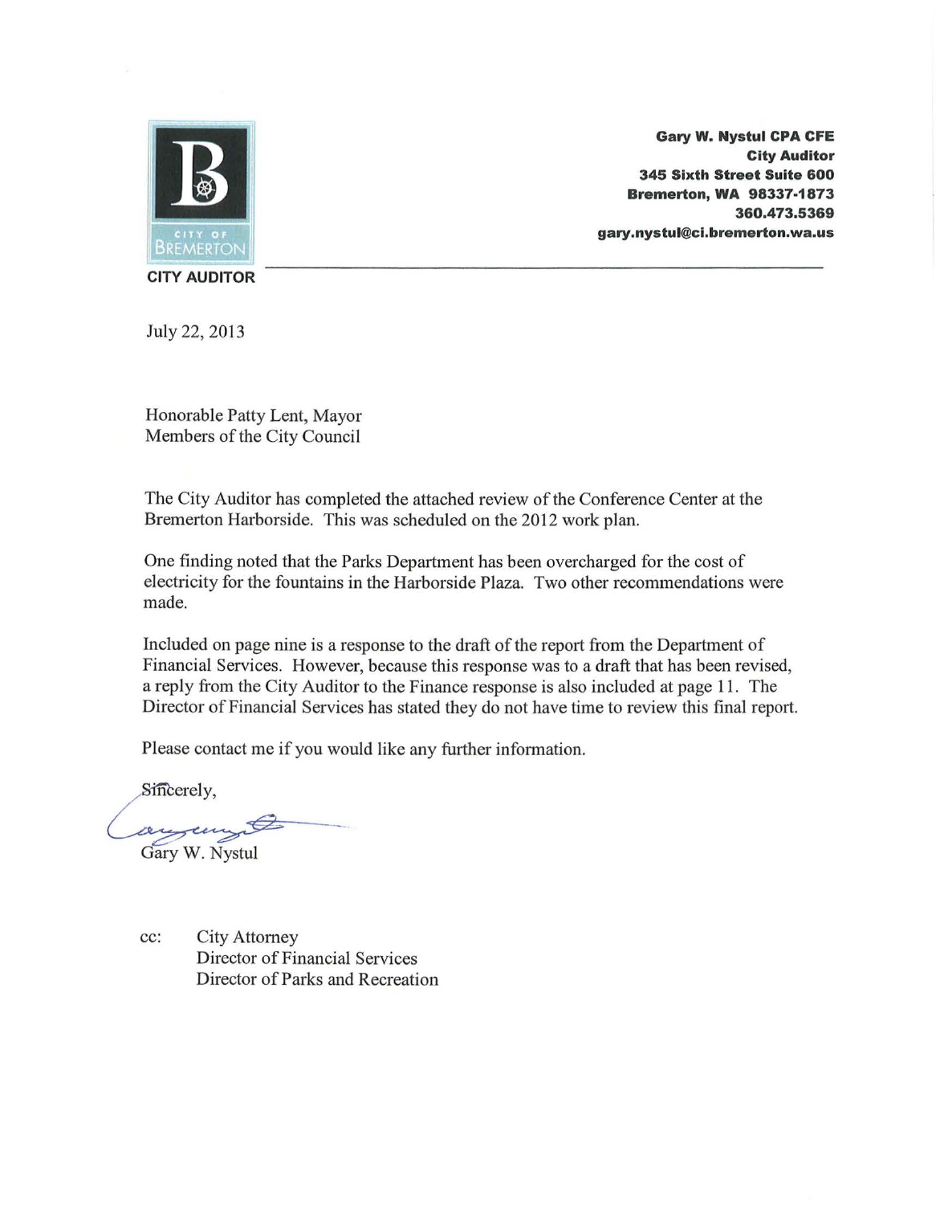**CITY OF BREMERTON**

**CITY AUDITOR**

**Gary W. Nystul CPA CFE**
**City Auditor**
**345 Sixth Street Suite 600**
**Bremerton, WA 98337-1873**
**360.473.5369**
**gary.nystul@ci.bremerton.wa.us**

---

July 22, 2013

Honorable Patty Lent, Mayor
Members of the City Council

The City Auditor has completed the attached review of the Conference Center at the Bremerton Harborside. This was scheduled on the 2012 work plan.

One finding noted that the Parks Department has been overcharged for the cost of electricity for the fountains in the Harborside Plaza. Two other recommendations were made.

Included on page nine is a response to the draft of the report from the Department of Financial Services. However, because this response was to a draft that has been revised, a reply from the City Auditor to the Finance response is also included at page 11. The Director of Financial Services has stated they do not have time to review this final report.

Please contact me if you would like any further information.

Sincerely,

Gary W. Nystul

cc: City Attorney
Director of Financial Services
Director of Parks and Recreation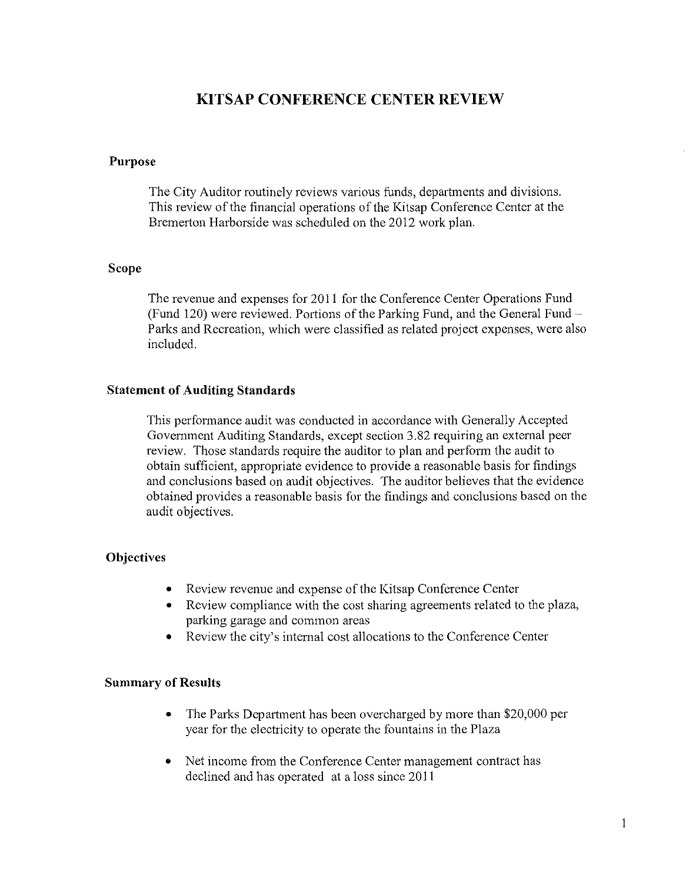# KITSAP CONFERENCE CENTER REVIEW

## Purpose

The City Auditor routinely reviews various funds, departments and divisions. This review of the financial operations of the Kitsap Conference Center at the Bremerton Harborside was scheduled on the 2012 work plan.

## Scope

The revenue and expenses for 2011 for the Conference Center Operations Fund (Fund 120) were reviewed. Portions of the Parking Fund, and the General Fund – Parks and Recreation, which were classified as related project expenses, were also included.

## Statement of Auditing Standards

This performance audit was conducted in accordance with Generally Accepted Government Auditing Standards, except section 3.82 requiring an external peer review. Those standards require the auditor to plan and perform the audit to obtain sufficient, appropriate evidence to provide a reasonable basis for findings and conclusions based on audit objectives. The auditor believes that the evidence obtained provides a reasonable basis for the findings and conclusions based on the audit objectives.

## Objectives

- Review revenue and expense of the Kitsap Conference Center
- Review compliance with the cost sharing agreements related to the plaza, parking garage and common areas
- Review the city's internal cost allocations to the Conference Center

## Summary of Results

- The Parks Department has been overcharged by more than $20,000 per year for the electricity to operate the fountains in the Plaza
- Net income from the Conference Center management contract has declined and has operated at a loss since 2011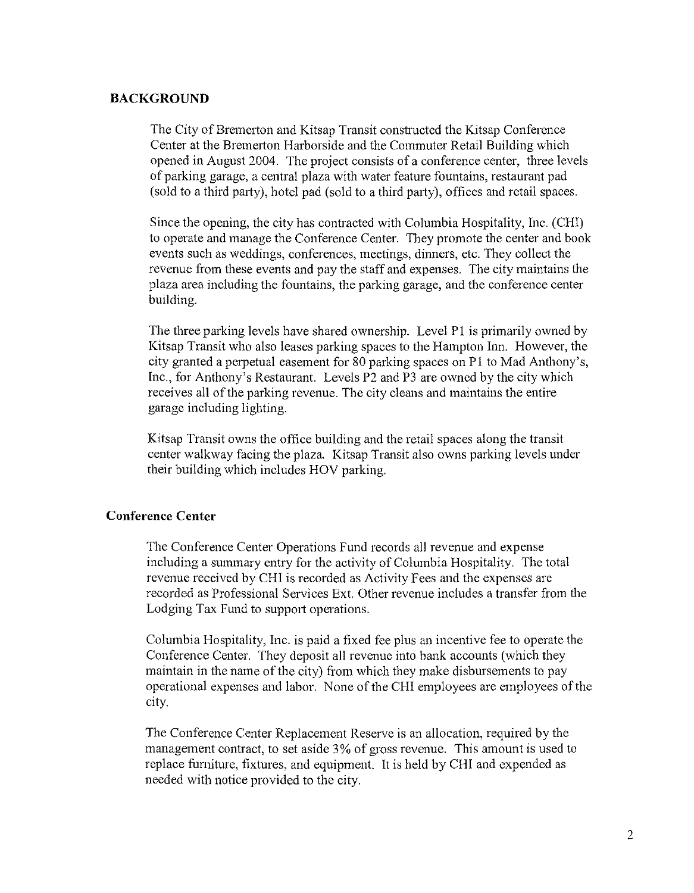## BACKGROUND

The City of Bremerton and Kitsap Transit constructed the Kitsap Conference Center at the Bremerton Harborside and the Commuter Retail Building which opened in August 2004. The project consists of a conference center, three levels of parking garage, a central plaza with water feature fountains, restaurant pad (sold to a third party), hotel pad (sold to a third party), offices and retail spaces.

Since the opening, the city has contracted with Columbia Hospitality, Inc. (CHI) to operate and manage the Conference Center. They promote the center and book events such as weddings, conferences, meetings, dinners, etc. They collect the revenue from these events and pay the staff and expenses. The city maintains the plaza area including the fountains, the parking garage, and the conference center building.

The three parking levels have shared ownership. Level P1 is primarily owned by Kitsap Transit who also leases parking spaces to the Hampton Inn. However, the city granted a perpetual easement for 80 parking spaces on P1 to Mad Anthony's, Inc., for Anthony's Restaurant. Levels P2 and P3 are owned by the city which receives all of the parking revenue. The city cleans and maintains the entire garage including lighting.

Kitsap Transit owns the office building and the retail spaces along the transit center walkway facing the plaza. Kitsap Transit also owns parking levels under their building which includes HOV parking.

### Conference Center

The Conference Center Operations Fund records all revenue and expense including a summary entry for the activity of Columbia Hospitality. The total revenue received by CHI is recorded as Activity Fees and the expenses are recorded as Professional Services Ext. Other revenue includes a transfer from the Lodging Tax Fund to support operations.

Columbia Hospitality, Inc. is paid a fixed fee plus an incentive fee to operate the Conference Center. They deposit all revenue into bank accounts (which they maintain in the name of the city) from which they make disbursements to pay operational expenses and labor. None of the CHI employees are employees of the city.

The Conference Center Replacement Reserve is an allocation, required by the management contract, to set aside 3% of gross revenue. This amount is used to replace furniture, fixtures, and equipment. It is held by CHI and expended as needed with notice provided to the city.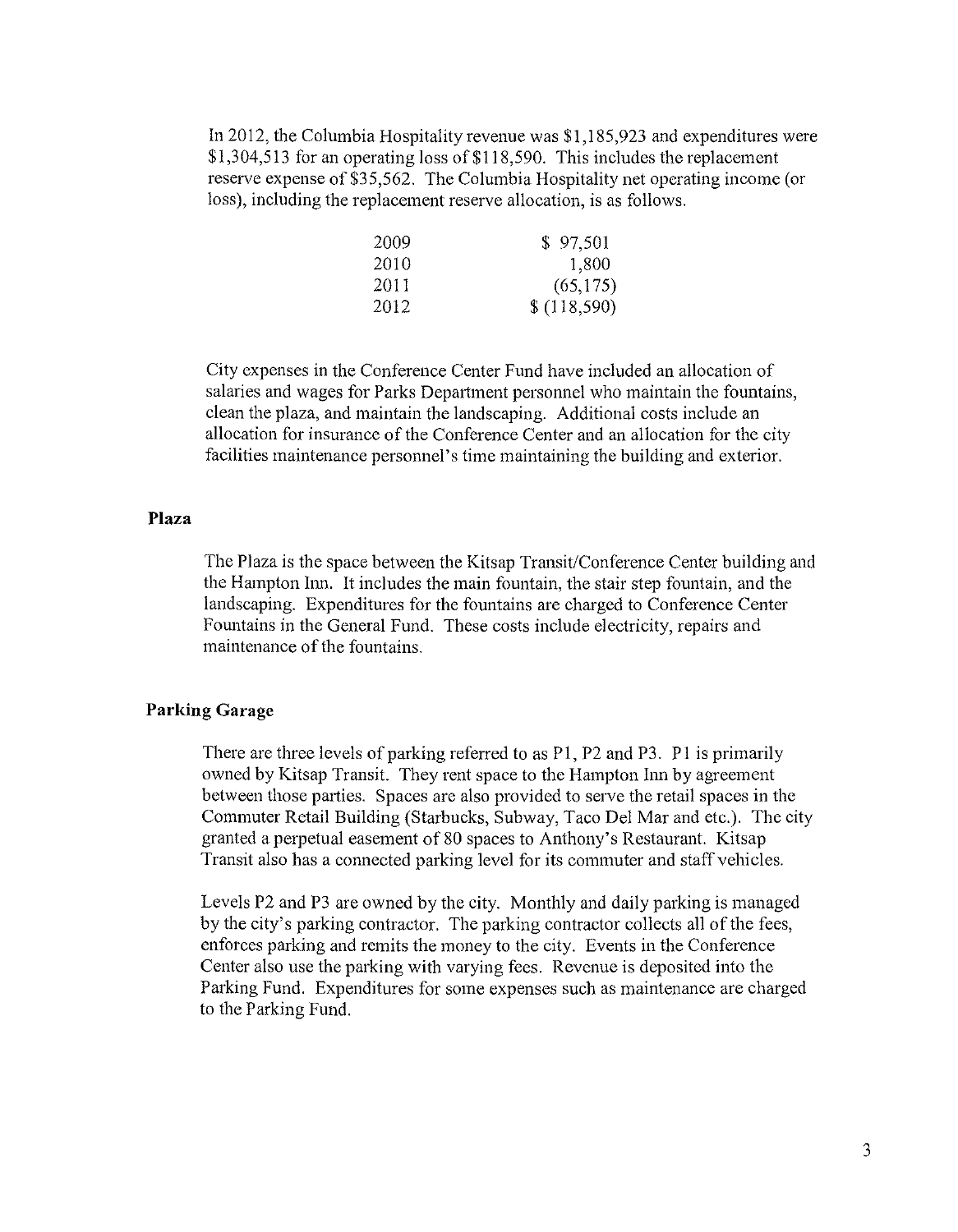In 2012, the Columbia Hospitality revenue was $1,185,923 and expenditures were $1,304,513 for an operating loss of $118,590. This includes the replacement reserve expense of $35,562. The Columbia Hospitality net operating income (or loss), including the replacement reserve allocation, is as follows.

| | |
|---|---|
| 2009 | $ 97,501 |
| 2010 | 1,800 |
| 2011 | (65,175) |
| 2012 | $ (118,590) |

City expenses in the Conference Center Fund have included an allocation of salaries and wages for Parks Department personnel who maintain the fountains, clean the plaza, and maintain the landscaping. Additional costs include an allocation for insurance of the Conference Center and an allocation for the city facilities maintenance personnel's time maintaining the building and exterior.

**Plaza**

The Plaza is the space between the Kitsap Transit/Conference Center building and the Hampton Inn. It includes the main fountain, the stair step fountain, and the landscaping. Expenditures for the fountains are charged to Conference Center Fountains in the General Fund. These costs include electricity, repairs and maintenance of the fountains.

**Parking Garage**

There are three levels of parking referred to as P1, P2 and P3. P1 is primarily owned by Kitsap Transit. They rent space to the Hampton Inn by agreement between those parties. Spaces are also provided to serve the retail spaces in the Commuter Retail Building (Starbucks, Subway, Taco Del Mar and etc.). The city granted a perpetual easement of 80 spaces to Anthony's Restaurant. Kitsap Transit also has a connected parking level for its commuter and staff vehicles.

Levels P2 and P3 are owned by the city. Monthly and daily parking is managed by the city's parking contractor. The parking contractor collects all of the fees, enforces parking and remits the money to the city. Events in the Conference Center also use the parking with varying fees. Revenue is deposited into the Parking Fund. Expenditures for some expenses such as maintenance are charged to the Parking Fund.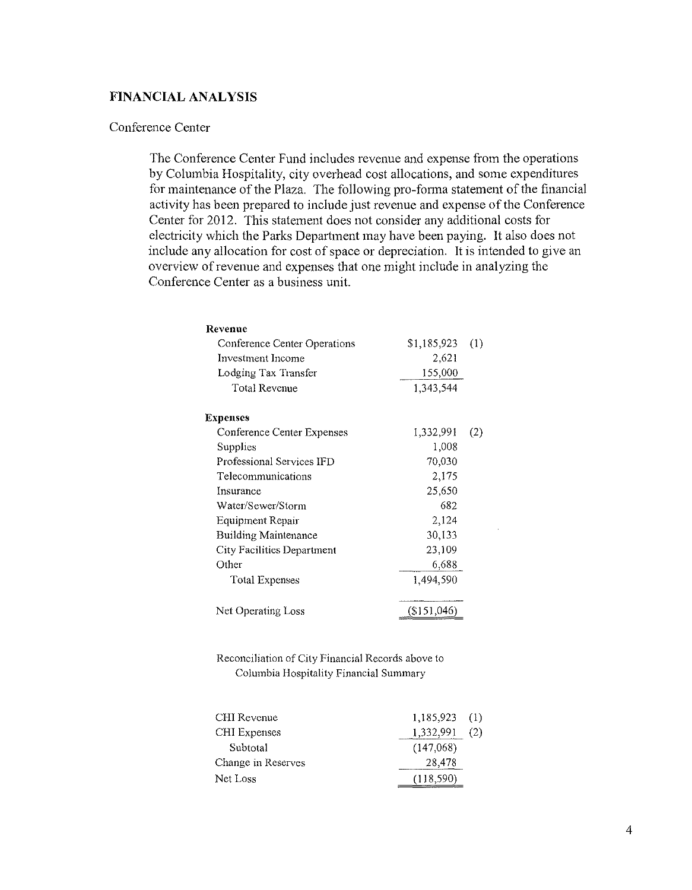## FINANCIAL ANALYSIS

Conference Center

The Conference Center Fund includes revenue and expense from the operations by Columbia Hospitality, city overhead cost allocations, and some expenditures for maintenance of the Plaza. The following pro-forma statement of the financial activity has been prepared to include just revenue and expense of the Conference Center for 2012. This statement does not consider any additional costs for electricity which the Parks Department may have been paying. It also does not include any allocation for cost of space or depreciation. It is intended to give an overview of revenue and expenses that one might include in analyzing the Conference Center as a business unit.

| | | |
|---|---|---|
| **Revenue** | | |
| Conference Center Operations | $1,185,923 | (1) |
| Investment Income | 2,621 | |
| Lodging Tax Transfer | 155,000 | |
| Total Revenue | 1,343,544 | |
| **Expenses** | | |
| Conference Center Expenses | 1,332,991 | (2) |
| Supplies | 1,008 | |
| Professional Services IFD | 70,030 | |
| Telecommunications | 2,175 | |
| Insurance | 25,650 | |
| Water/Sewer/Storm | 682 | |
| Equipment Repair | 2,124 | |
| Building Maintenance | 30,133 | |
| City Facilities Department | 23,109 | |
| Other | 6,688 | |
| Total Expenses | 1,494,590 | |
| Net Operating Loss | ($151,046) | |

Reconciliation of City Financial Records above to Columbia Hospitality Financial Summary

| | | |
|---|---|---|
| CHI Revenue | 1,185,923 | (1) |
| CHI Expenses | 1,332,991 | (2) |
| Subtotal | (147,068) | |
| Change in Reserves | 28,478 | |
| Net Loss | (118,590) | |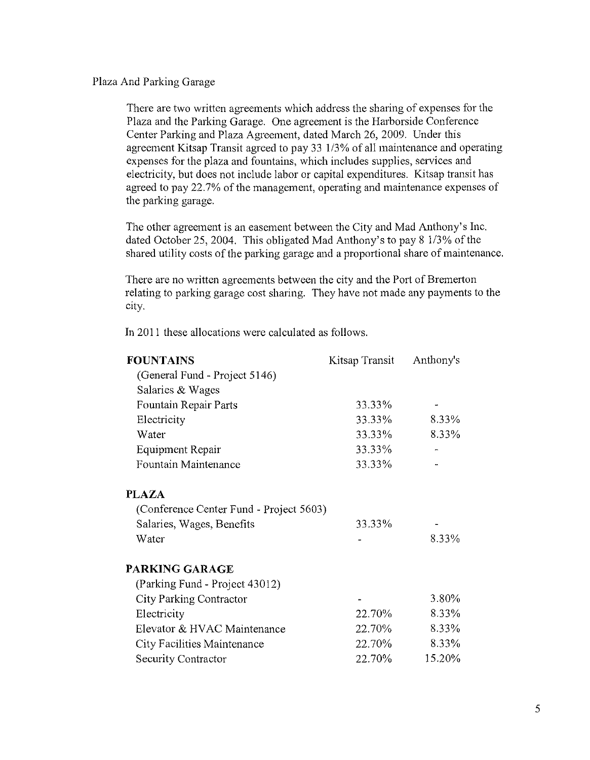Plaza And Parking Garage

There are two written agreements which address the sharing of expenses for the Plaza and the Parking Garage. One agreement is the Harborside Conference Center Parking and Plaza Agreement, dated March 26, 2009. Under this agreement Kitsap Transit agreed to pay 33 1/3% of all maintenance and operating expenses for the plaza and fountains, which includes supplies, services and electricity, but does not include labor or capital expenditures. Kitsap transit has agreed to pay 22.7% of the management, operating and maintenance expenses of the parking garage.

The other agreement is an easement between the City and Mad Anthony's Inc. dated October 25, 2004. This obligated Mad Anthony's to pay 8 1/3% of the shared utility costs of the parking garage and a proportional share of maintenance.

There are no written agreements between the city and the Port of Bremerton relating to parking garage cost sharing. They have not made any payments to the city.

In 2011 these allocations were calculated as follows.

| | Kitsap Transit | Anthony's |
|---|---|---|
| **FOUNTAINS** | | |
| (General Fund - Project 5146) | | |
| Salaries & Wages | | |
| Fountain Repair Parts | 33.33% | - |
| Electricity | 33.33% | 8.33% |
| Water | 33.33% | 8.33% |
| Equipment Repair | 33.33% | - |
| Fountain Maintenance | 33.33% | - |
| **PLAZA** | | |
| (Conference Center Fund - Project 5603) | | |
| Salaries, Wages, Benefits | 33.33% | - |
| Water | - | 8.33% |
| **PARKING GARAGE** | | |
| (Parking Fund - Project 43012) | | |
| City Parking Contractor | - | 3.80% |
| Electricity | 22.70% | 8.33% |
| Elevator & HVAC Maintenance | 22.70% | 8.33% |
| City Facilities Maintenance | 22.70% | 8.33% |
| Security Contractor | 22.70% | 15.20% |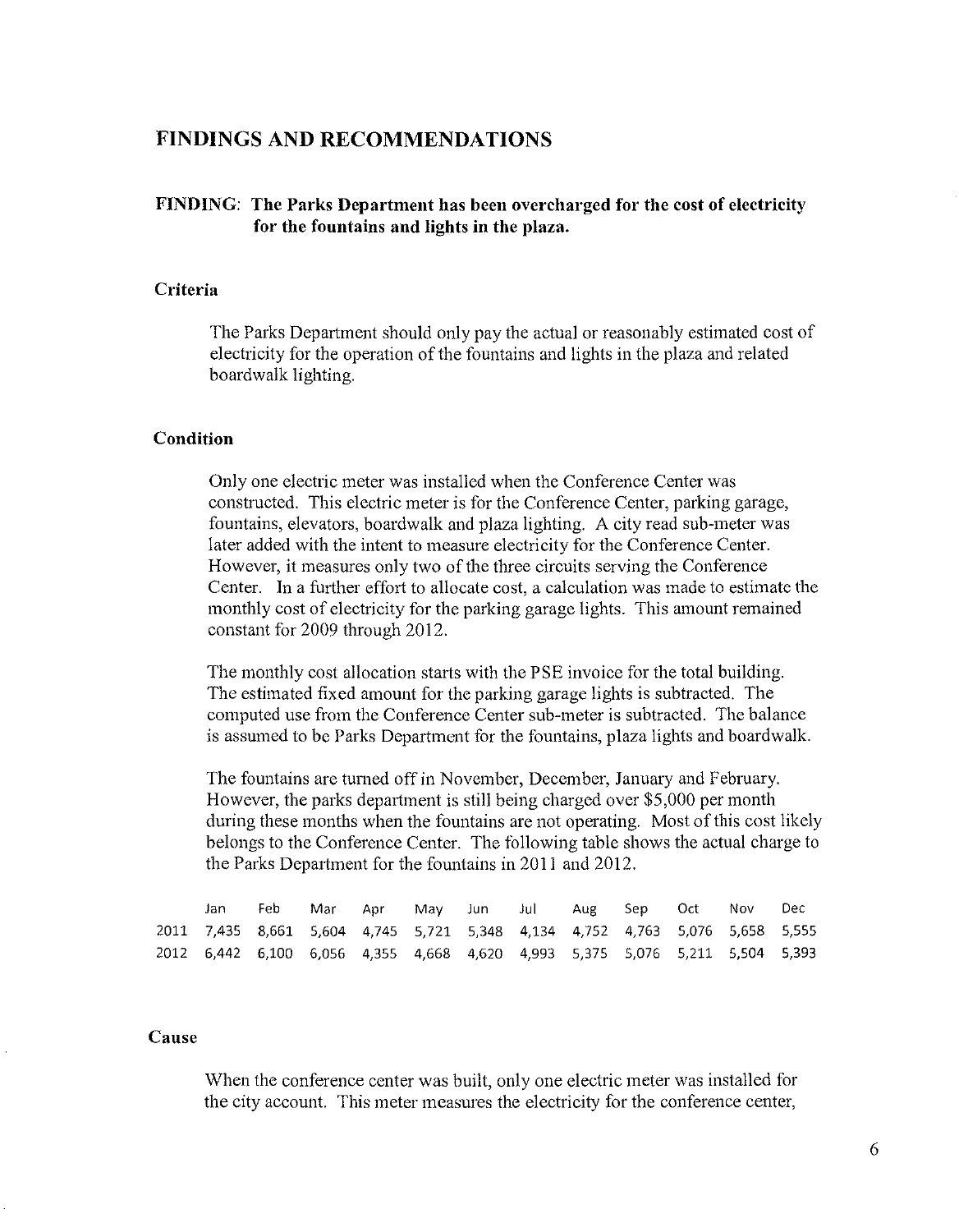## FINDINGS AND RECOMMENDATIONS

### FINDING: The Parks Department has been overcharged for the cost of electricity for the fountains and lights in the plaza.

#### Criteria

The Parks Department should only pay the actual or reasonably estimated cost of electricity for the operation of the fountains and lights in the plaza and related boardwalk lighting.

#### Condition

Only one electric meter was installed when the Conference Center was constructed. This electric meter is for the Conference Center, parking garage, fountains, elevators, boardwalk and plaza lighting. A city read sub-meter was later added with the intent to measure electricity for the Conference Center. However, it measures only two of the three circuits serving the Conference Center. In a further effort to allocate cost, a calculation was made to estimate the monthly cost of electricity for the parking garage lights. This amount remained constant for 2009 through 2012.

The monthly cost allocation starts with the PSE invoice for the total building. The estimated fixed amount for the parking garage lights is subtracted. The computed use from the Conference Center sub-meter is subtracted. The balance is assumed to be Parks Department for the fountains, plaza lights and boardwalk.

The fountains are turned off in November, December, January and February. However, the parks department is still being charged over $5,000 per month during these months when the fountains are not operating. Most of this cost likely belongs to the Conference Center. The following table shows the actual charge to the Parks Department for the fountains in 2011 and 2012.

| | Jan | Feb | Mar | Apr | May | Jun | Jul | Aug | Sep | Oct | Nov | Dec |
|---|---|---|---|---|---|---|---|---|---|---|---|---|
| 2011 | 7,435 | 8,661 | 5,604 | 4,745 | 5,721 | 5,348 | 4,134 | 4,752 | 4,763 | 5,076 | 5,658 | 5,555 |
| 2012 | 6,442 | 6,100 | 6,056 | 4,355 | 4,668 | 4,620 | 4,993 | 5,375 | 5,076 | 5,211 | 5,504 | 5,393 |

#### Cause

When the conference center was built, only one electric meter was installed for the city account. This meter measures the electricity for the conference center,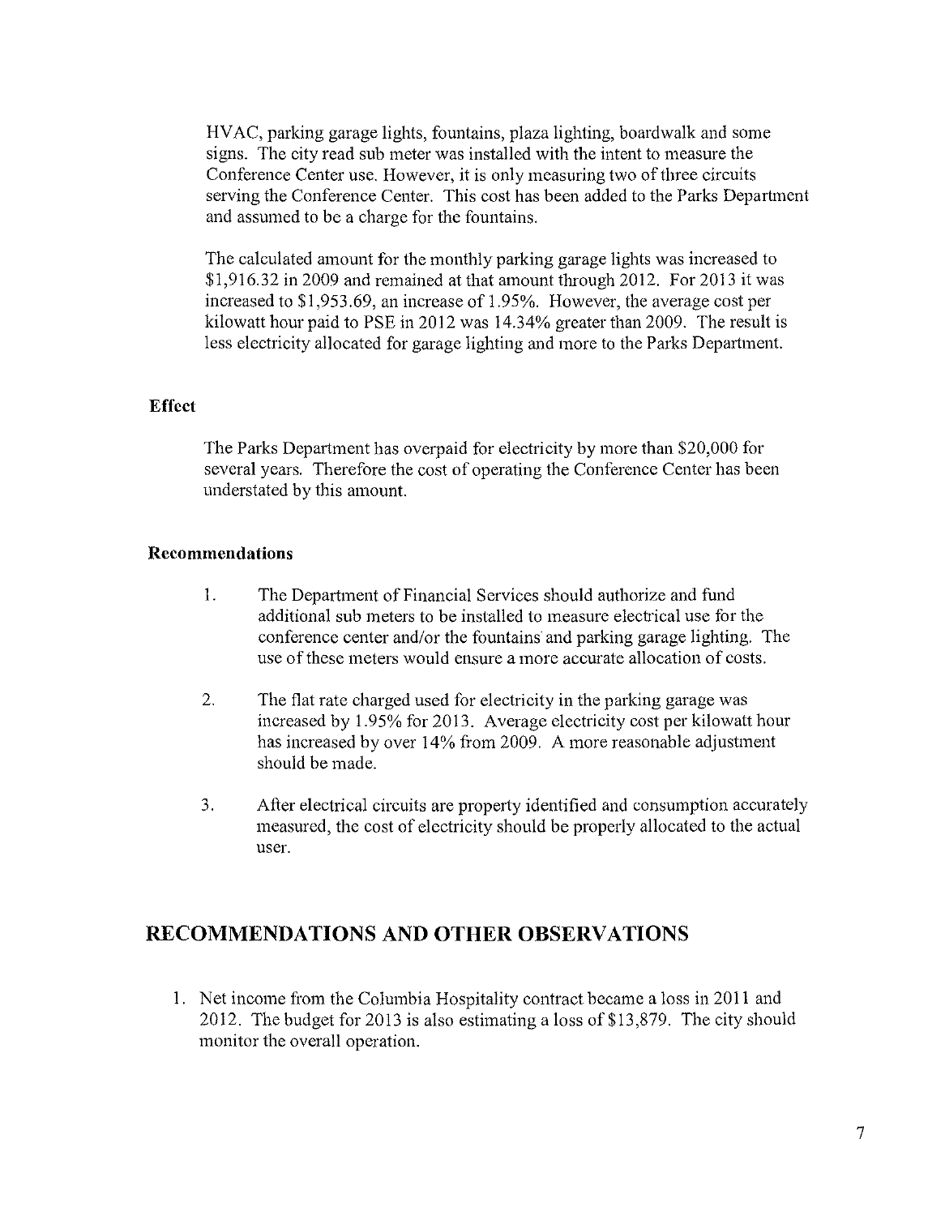HVAC, parking garage lights, fountains, plaza lighting, boardwalk and some signs. The city read sub meter was installed with the intent to measure the Conference Center use. However, it is only measuring two of three circuits serving the Conference Center. This cost has been added to the Parks Department and assumed to be a charge for the fountains.

The calculated amount for the monthly parking garage lights was increased to $1,916.32 in 2009 and remained at that amount through 2012. For 2013 it was increased to $1,953.69, an increase of 1.95%. However, the average cost per kilowatt hour paid to PSE in 2012 was 14.34% greater than 2009. The result is less electricity allocated for garage lighting and more to the Parks Department.

### Effect

The Parks Department has overpaid for electricity by more than $20,000 for several years. Therefore the cost of operating the Conference Center has been understated by this amount.

### Recommendations

1. The Department of Financial Services should authorize and fund additional sub meters to be installed to measure electrical use for the conference center and/or the fountains and parking garage lighting. The use of these meters would ensure a more accurate allocation of costs.

2. The flat rate charged used for electricity in the parking garage was increased by 1.95% for 2013. Average electricity cost per kilowatt hour has increased by over 14% from 2009. A more reasonable adjustment should be made.

3. After electrical circuits are property identified and consumption accurately measured, the cost of electricity should be properly allocated to the actual user.

## RECOMMENDATIONS AND OTHER OBSERVATIONS

1. Net income from the Columbia Hospitality contract became a loss in 2011 and 2012. The budget for 2013 is also estimating a loss of $13,879. The city should monitor the overall operation.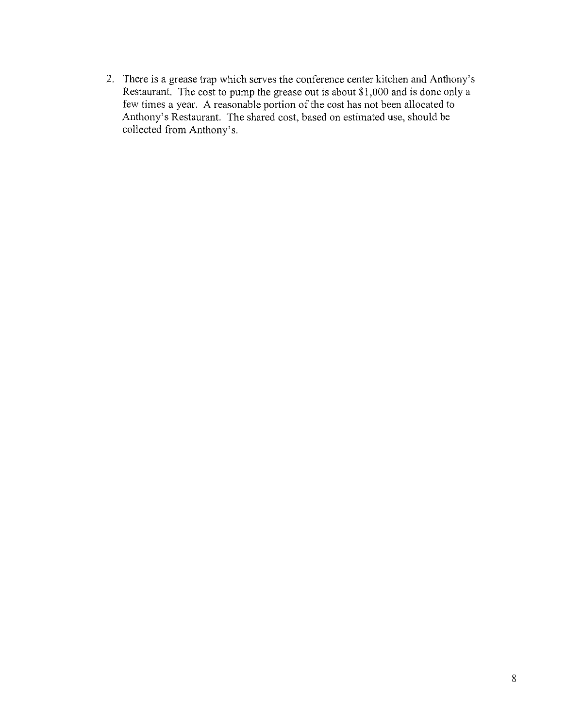2. There is a grease trap which serves the conference center kitchen and Anthony's Restaurant. The cost to pump the grease out is about $1,000 and is done only a few times a year. A reasonable portion of the cost has not been allocated to Anthony's Restaurant. The shared cost, based on estimated use, should be collected from Anthony's.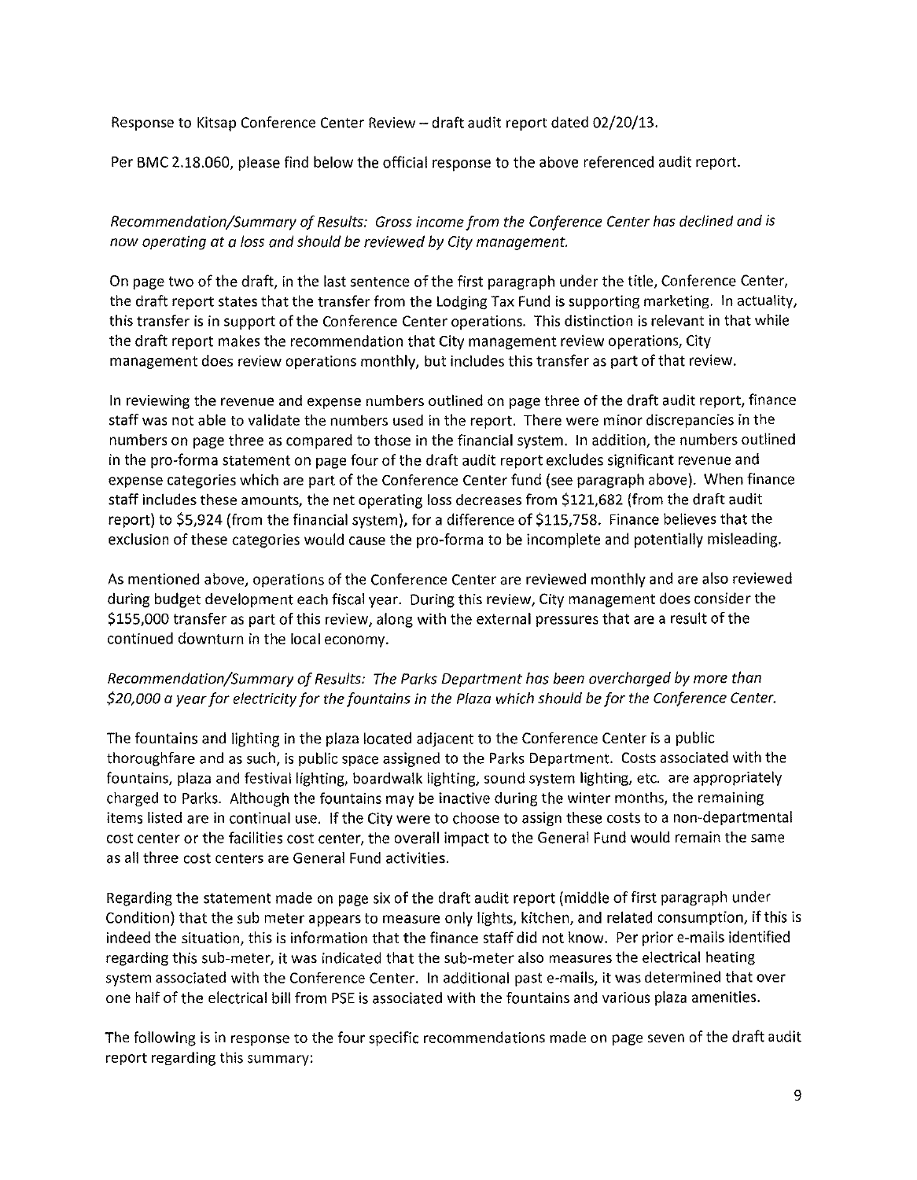Response to Kitsap Conference Center Review – draft audit report dated 02/20/13.

Per BMC 2.18.060, please find below the official response to the above referenced audit report.

*Recommendation/Summary of Results: Gross income from the Conference Center has declined and is now operating at a loss and should be reviewed by City management.*

On page two of the draft, in the last sentence of the first paragraph under the title, Conference Center, the draft report states that the transfer from the Lodging Tax Fund is supporting marketing. In actuality, this transfer is in support of the Conference Center operations. This distinction is relevant in that while the draft report makes the recommendation that City management review operations, City management does review operations monthly, but includes this transfer as part of that review.

In reviewing the revenue and expense numbers outlined on page three of the draft audit report, finance staff was not able to validate the numbers used in the report. There were minor discrepancies in the numbers on page three as compared to those in the financial system. In addition, the numbers outlined in the pro-forma statement on page four of the draft audit report excludes significant revenue and expense categories which are part of the Conference Center fund (see paragraph above). When finance staff includes these amounts, the net operating loss decreases from $121,682 (from the draft audit report) to $5,924 (from the financial system), for a difference of $115,758. Finance believes that the exclusion of these categories would cause the pro-forma to be incomplete and potentially misleading.

As mentioned above, operations of the Conference Center are reviewed monthly and are also reviewed during budget development each fiscal year. During this review, City management does consider the $155,000 transfer as part of this review, along with the external pressures that are a result of the continued downturn in the local economy.

*Recommendation/Summary of Results: The Parks Department has been overcharged by more than $20,000 a year for electricity for the fountains in the Plaza which should be for the Conference Center.*

The fountains and lighting in the plaza located adjacent to the Conference Center is a public thoroughfare and as such, is public space assigned to the Parks Department. Costs associated with the fountains, plaza and festival lighting, boardwalk lighting, sound system lighting, etc. are appropriately charged to Parks. Although the fountains may be inactive during the winter months, the remaining items listed are in continual use. If the City were to choose to assign these costs to a non-departmental cost center or the facilities cost center, the overall impact to the General Fund would remain the same as all three cost centers are General Fund activities.

Regarding the statement made on page six of the draft audit report (middle of first paragraph under Condition) that the sub meter appears to measure only lights, kitchen, and related consumption, if this is indeed the situation, this is information that the finance staff did not know. Per prior e-mails identified regarding this sub-meter, it was indicated that the sub-meter also measures the electrical heating system associated with the Conference Center. In additional past e-mails, it was determined that over one half of the electrical bill from PSE is associated with the fountains and various plaza amenities.

The following is in response to the four specific recommendations made on page seven of the draft audit report regarding this summary: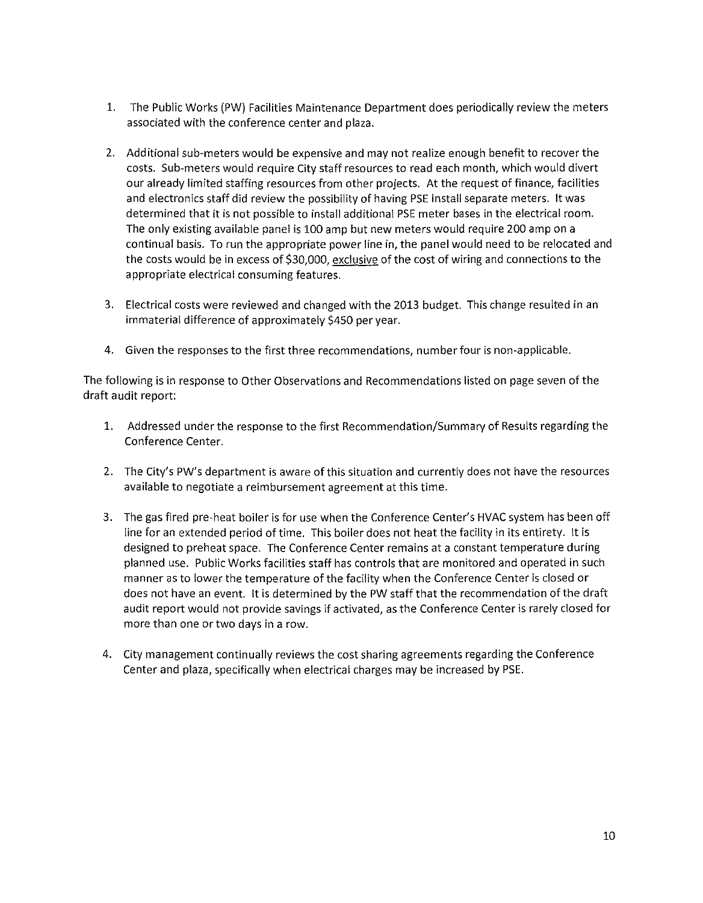1. The Public Works (PW) Facilities Maintenance Department does periodically review the meters associated with the conference center and plaza.

2. Additional sub-meters would be expensive and may not realize enough benefit to recover the costs. Sub-meters would require City staff resources to read each month, which would divert our already limited staffing resources from other projects. At the request of finance, facilities and electronics staff did review the possibility of having PSE install separate meters. It was determined that it is not possible to install additional PSE meter bases in the electrical room. The only existing available panel is 100 amp but new meters would require 200 amp on a continual basis. To run the appropriate power line in, the panel would need to be relocated and the costs would be in excess of $30,000, exclusive of the cost of wiring and connections to the appropriate electrical consuming features.

3. Electrical costs were reviewed and changed with the 2013 budget. This change resulted in an immaterial difference of approximately $450 per year.

4. Given the responses to the first three recommendations, number four is non-applicable.

The following is in response to Other Observations and Recommendations listed on page seven of the draft audit report:

1. Addressed under the response to the first Recommendation/Summary of Results regarding the Conference Center.

2. The City's PW's department is aware of this situation and currently does not have the resources available to negotiate a reimbursement agreement at this time.

3. The gas fired pre-heat boiler is for use when the Conference Center's HVAC system has been off line for an extended period of time. This boiler does not heat the facility in its entirety. It is designed to preheat space. The Conference Center remains at a constant temperature during planned use. Public Works facilities staff has controls that are monitored and operated in such manner as to lower the temperature of the facility when the Conference Center is closed or does not have an event. It is determined by the PW staff that the recommendation of the draft audit report would not provide savings if activated, as the Conference Center is rarely closed for more than one or two days in a row.

4. City management continually reviews the cost sharing agreements regarding the Conference Center and plaza, specifically when electrical charges may be increased by PSE.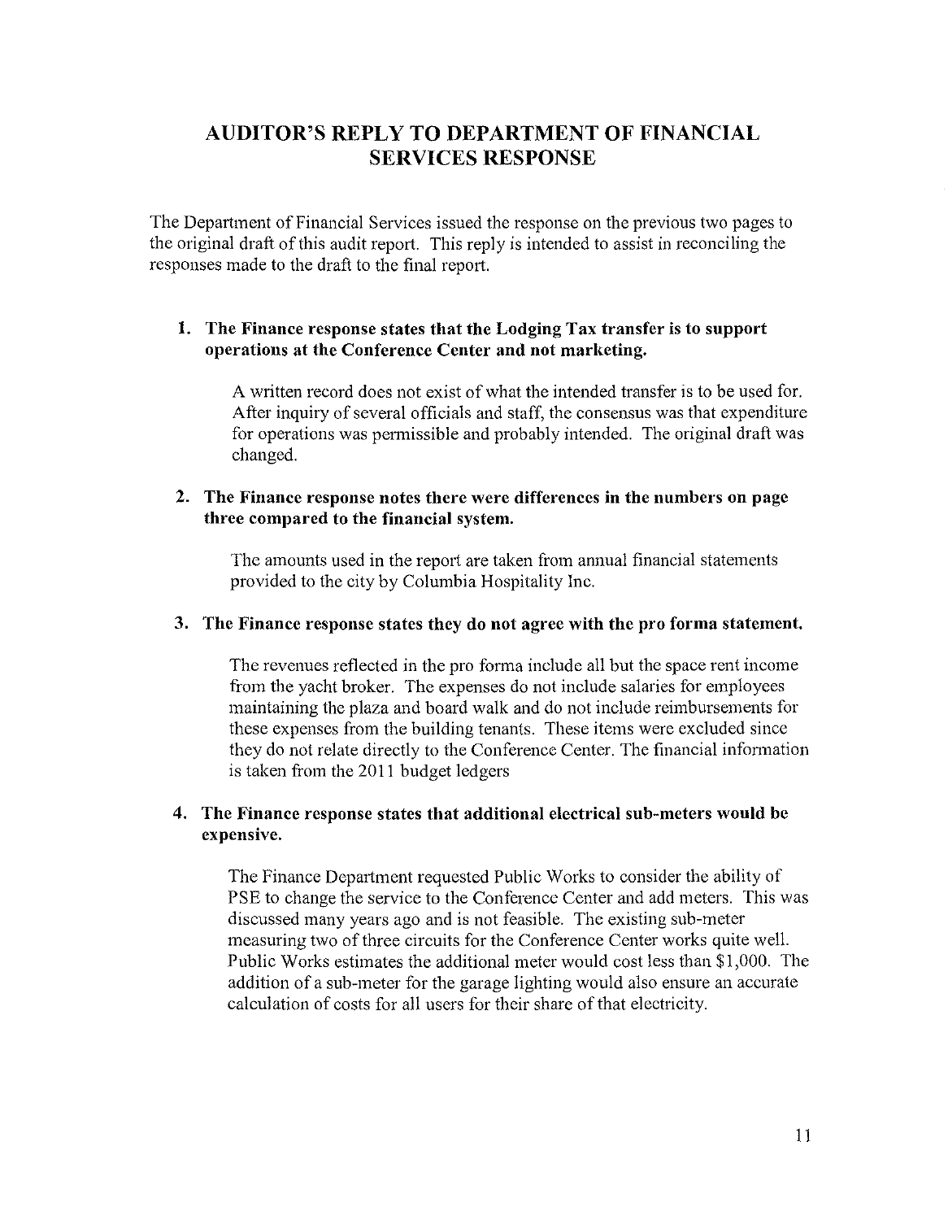# AUDITOR'S REPLY TO DEPARTMENT OF FINANCIAL SERVICES RESPONSE

The Department of Financial Services issued the response on the previous two pages to the original draft of this audit report. This reply is intended to assist in reconciling the responses made to the draft to the final report.

1. **The Finance response states that the Lodging Tax transfer is to support operations at the Conference Center and not marketing.**

   A written record does not exist of what the intended transfer is to be used for. After inquiry of several officials and staff, the consensus was that expenditure for operations was permissible and probably intended. The original draft was changed.

2. **The Finance response notes there were differences in the numbers on page three compared to the financial system.**

   The amounts used in the report are taken from annual financial statements provided to the city by Columbia Hospitality Inc.

3. **The Finance response states they do not agree with the pro forma statement.**

   The revenues reflected in the pro forma include all but the space rent income from the yacht broker. The expenses do not include salaries for employees maintaining the plaza and board walk and do not include reimbursements for these expenses from the building tenants. These items were excluded since they do not relate directly to the Conference Center. The financial information is taken from the 2011 budget ledgers

4. **The Finance response states that additional electrical sub-meters would be expensive.**

   The Finance Department requested Public Works to consider the ability of PSE to change the service to the Conference Center and add meters. This was discussed many years ago and is not feasible. The existing sub-meter measuring two of three circuits for the Conference Center works quite well. Public Works estimates the additional meter would cost less than $1,000. The addition of a sub-meter for the garage lighting would also ensure an accurate calculation of costs for all users for their share of that electricity.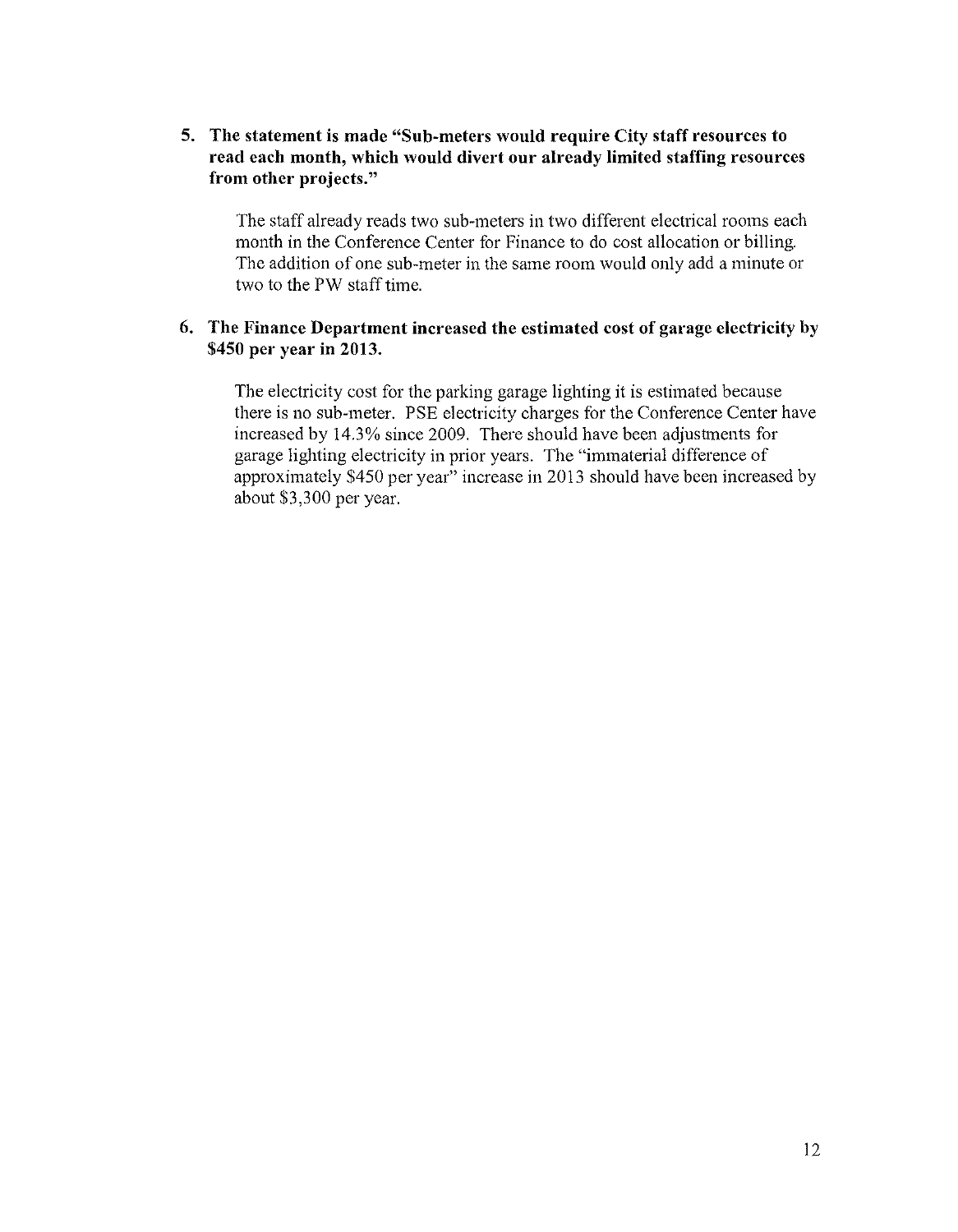5. **The statement is made "Sub-meters would require City staff resources to read each month, which would divert our already limited staffing resources from other projects."**

   The staff already reads two sub-meters in two different electrical rooms each month in the Conference Center for Finance to do cost allocation or billing. The addition of one sub-meter in the same room would only add a minute or two to the PW staff time.

6. **The Finance Department increased the estimated cost of garage electricity by $450 per year in 2013.**

   The electricity cost for the parking garage lighting it is estimated because there is no sub-meter. PSE electricity charges for the Conference Center have increased by 14.3% since 2009. There should have been adjustments for garage lighting electricity in prior years. The "immaterial difference of approximately $450 per year" increase in 2013 should have been increased by about $3,300 per year.